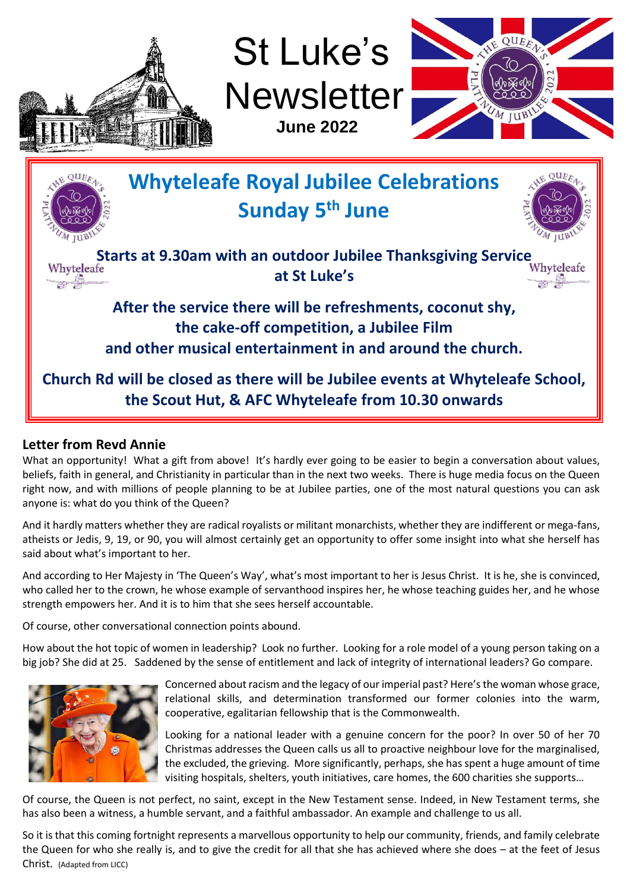# St Luke's Newsletter

**June 2022**

## Whyteleafe Royal Jubilee Celebrations
## Sunday 5th June

**Starts at 9.30am with an outdoor Jubilee Thanksgiving Service at St Luke's**

**After the service there will be refreshments, coconut shy, the cake-off competition, a Jubilee Film and other musical entertainment in and around the church.**

**Church Rd will be closed as there will be Jubilee events at Whyteleafe School, the Scout Hut, & AFC Whyteleafe from 10.30 onwards**

### Letter from Revd Annie

What an opportunity! What a gift from above! It's hardly ever going to be easier to begin a conversation about values, beliefs, faith in general, and Christianity in particular than in the next two weeks. There is huge media focus on the Queen right now, and with millions of people planning to be at Jubilee parties, one of the most natural questions you can ask anyone is: what do you think of the Queen?

And it hardly matters whether they are radical royalists or militant monarchists, whether they are indifferent or mega-fans, atheists or Jedis, 9, 19, or 90, you will almost certainly get an opportunity to offer some insight into what she herself has said about what's important to her.

And according to Her Majesty in 'The Queen's Way', what's most important to her is Jesus Christ. It is he, she is convinced, who called her to the crown, he whose example of servanthood inspires her, he whose teaching guides her, and he whose strength empowers her. And it is to him that she sees herself accountable.

Of course, other conversational connection points abound.

How about the hot topic of women in leadership? Look no further. Looking for a role model of a young person taking on a big job? She did at 25. Saddened by the sense of entitlement and lack of integrity of international leaders? Go compare.

Concerned about racism and the legacy of our imperial past? Here's the woman whose grace, relational skills, and determination transformed our former colonies into the warm, cooperative, egalitarian fellowship that is the Commonwealth.

Looking for a national leader with a genuine concern for the poor? In over 50 of her 70 Christmas addresses the Queen calls us all to proactive neighbour love for the marginalised, the excluded, the grieving. More significantly, perhaps, she has spent a huge amount of time visiting hospitals, shelters, youth initiatives, care homes, the 600 charities she supports…

Of course, the Queen is not perfect, no saint, except in the New Testament sense. Indeed, in New Testament terms, she has also been a witness, a humble servant, and a faithful ambassador. An example and challenge to us all.

So it is that this coming fortnight represents a marvellous opportunity to help our community, friends, and family celebrate the Queen for who she really is, and to give the credit for all that she has achieved where she does – at the feet of Jesus Christ. (Adapted from LICC)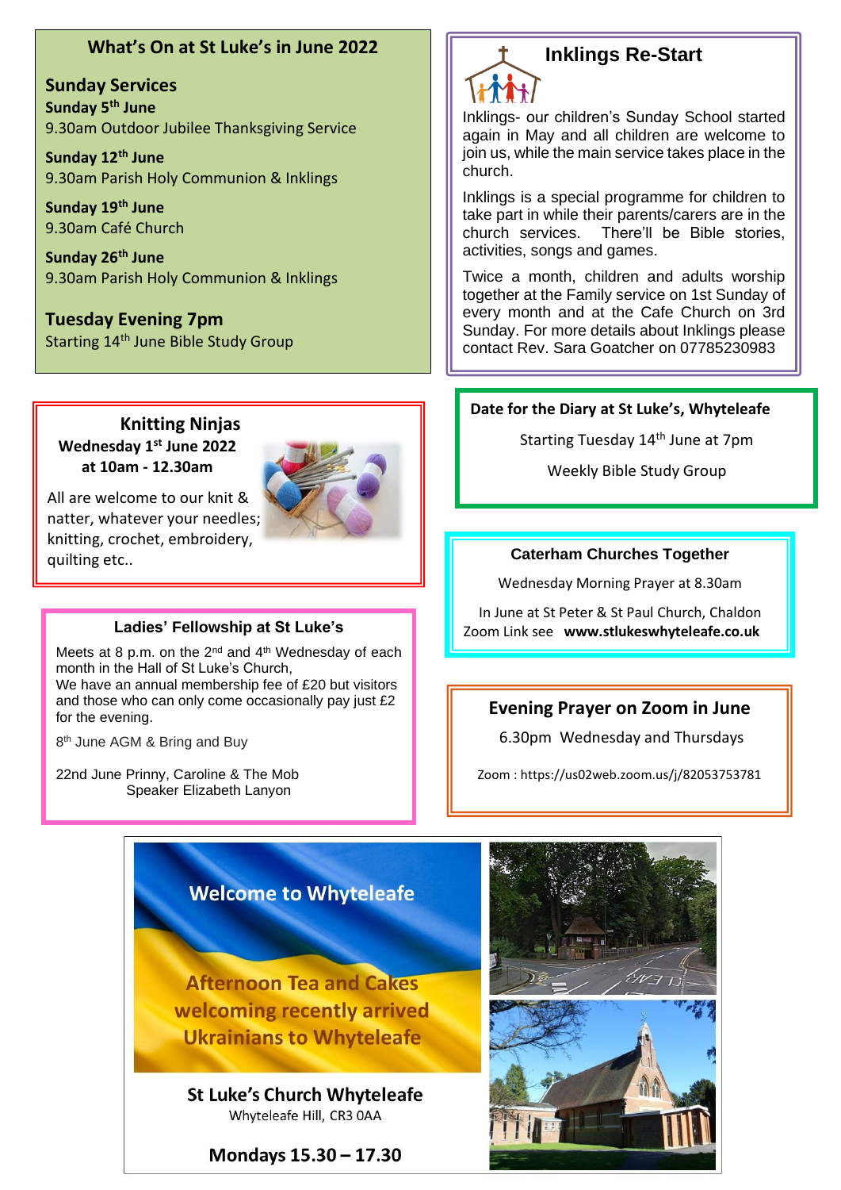## What's On at St Luke's in June 2022

### Sunday Services

**Sunday 5th June**
9.30am Outdoor Jubilee Thanksgiving Service

**Sunday 12th June**
9.30am Parish Holy Communion & Inklings

**Sunday 19th June**
9.30am Café Church

**Sunday 26th June**
9.30am Parish Holy Communion & Inklings

### Tuesday Evening 7pm

Starting 14th June Bible Study Group

## Inklings Re-Start

Inklings- our children's Sunday School started again in May and all children are welcome to join us, while the main service takes place in the church.

Inklings is a special programme for children to take part in while their parents/carers are in the church services. There'll be Bible stories, activities, songs and games.

Twice a month, children and adults worship together at the Family service on 1st Sunday of every month and at the Cafe Church on 3rd Sunday. For more details about Inklings please contact Rev. Sara Goatcher on 07785230983

## Knitting Ninjas

**Wednesday 1st June 2022**
**at 10am - 12.30am**

All are welcome to our knit & natter, whatever your needles; knitting, crochet, embroidery, quilting etc..

## Date for the Diary at St Luke's, Whyteleafe

Starting Tuesday 14th June at 7pm

Weekly Bible Study Group

## Caterham Churches Together

Wednesday Morning Prayer at 8.30am

In June at St Peter & St Paul Church, Chaldon
Zoom Link see **www.stlukeswhyteleafe.co.uk**

## Ladies' Fellowship at St Luke's

Meets at 8 p.m. on the 2nd and 4th Wednesday of each month in the Hall of St Luke's Church,
We have an annual membership fee of £20 but visitors and those who can only come occasionally pay just £2 for the evening.

8th June AGM & Bring and Buy

22nd June Prinny, Caroline & The Mob
Speaker Elizabeth Lanyon

## Evening Prayer on Zoom in June

6.30pm Wednesday and Thursdays

Zoom : https://us02web.zoom.us/j/82053753781

## Welcome to Whyteleafe

Afternoon Tea and Cakes welcoming recently arrived Ukrainians to Whyteleafe

**St Luke's Church Whyteleafe**
Whyteleafe Hill, CR3 0AA

**Mondays 15.30 – 17.30**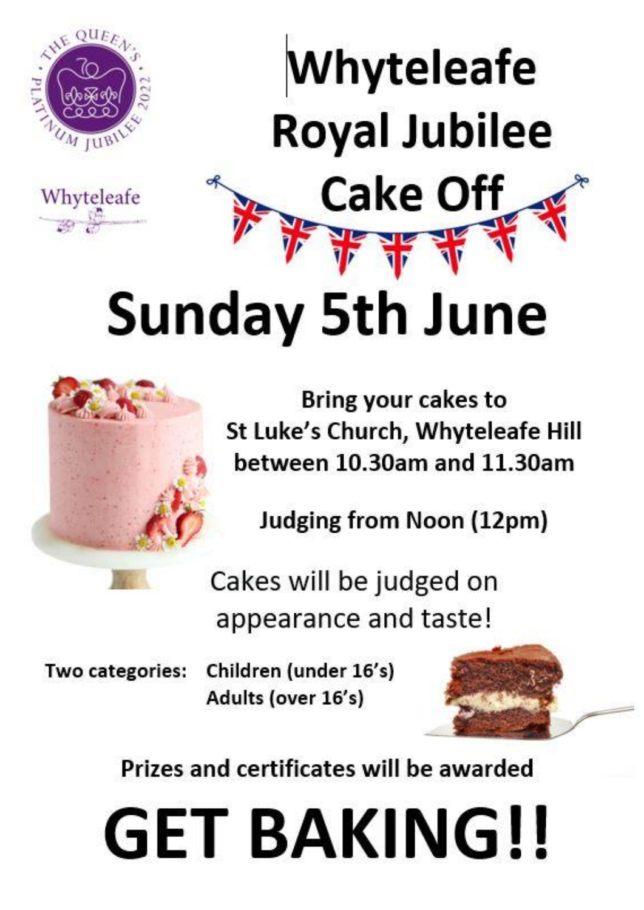# Whyteleafe Royal Jubilee Cake Off

## Sunday 5th June

**Bring your cakes to St Luke's Church, Whyteleafe Hill between 10.30am and 11.30am**

**Judging from Noon (12pm)**

Cakes will be judged on appearance and taste!

**Two categories:** **Children (under 16's)**
**Adults (over 16's)**

**Prizes and certificates will be awarded**

# GET BAKING!!